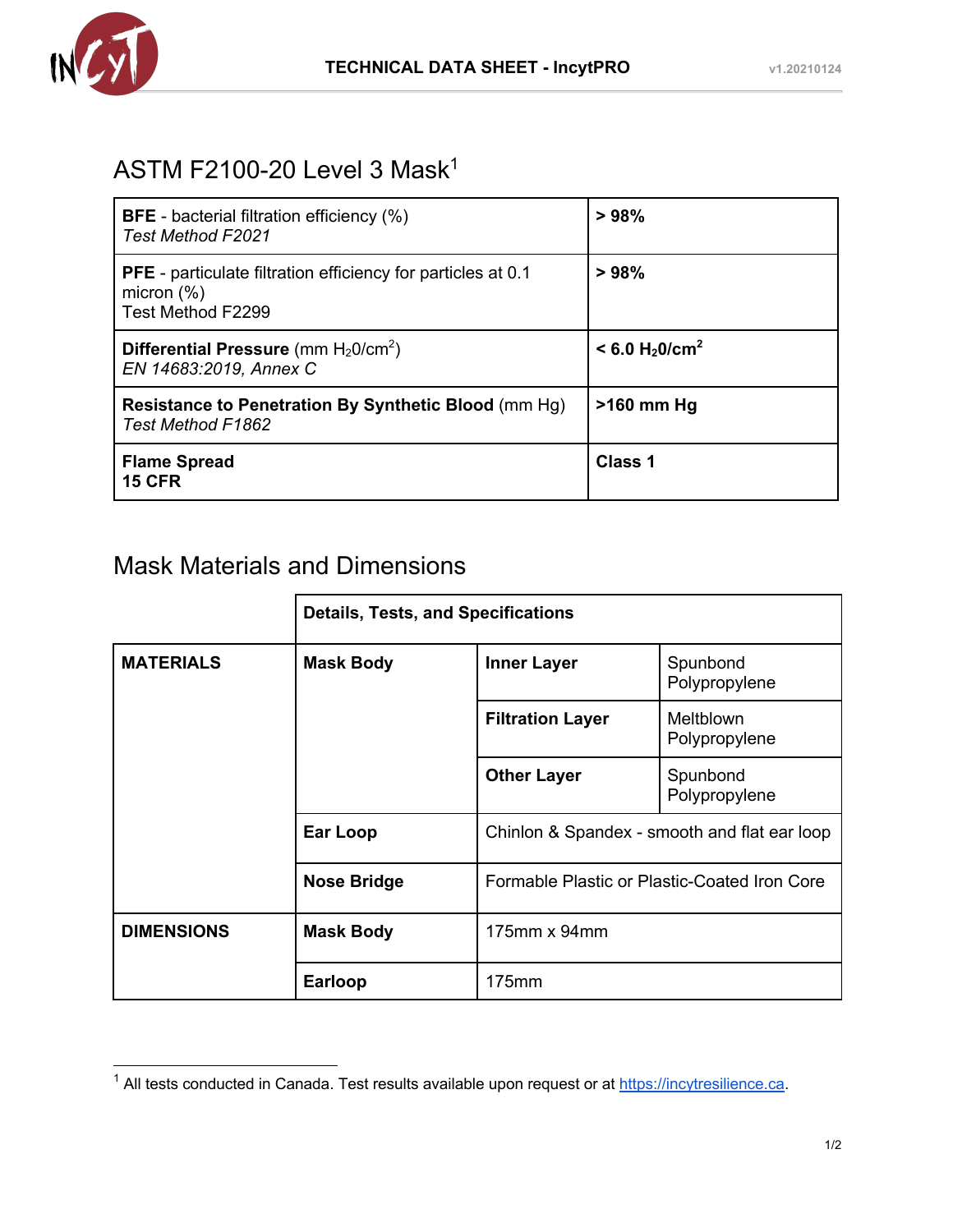# TECHNICAL DATA SHEET - IncytPRO

## ASTM F2100-20 Level 3 Mask[1]

| | |
|---|---|
| **BFE** - bacterial filtration efficiency (%) *Test Method F2021* | **> 98%** |
| **PFE** - particulate filtration efficiency for particles at 0.1 micron (%) Test Method F2299 | **> 98%** |
| **Differential Pressure** (mm $H_2 0/cm^2$) *EN 14683:2019, Annex C* | **< 6.0 $H_2 0/cm^2$** |
| **Resistance to Penetration By Synthetic Blood** (mm Hg) *Test Method F1862* | **>160 mm Hg** |
| **Flame Spread** **15 CFR** | **Class 1** |

## Mask Materials and Dimensions

| | **Details, Tests, and Specifications** | | |
|---|---|---|---|
| **MATERIALS** | **Mask Body** | **Inner Layer** | Spunbond Polypropylene |
| | | **Filtration Layer** | Meltblown Polypropylene |
| | | **Other Layer** | Spunbond Polypropylene |
| | **Ear Loop** | Chinlon & Spandex - smooth and flat ear loop | |
| | **Nose Bridge** | Formable Plastic or Plastic-Coated Iron Core | |
| **DIMENSIONS** | **Mask Body** | 175mm x 94mm | |
| | **Earloop** | 175mm | |

[1] All tests conducted in Canada. Test results available upon request or at https://incytresilience.ca.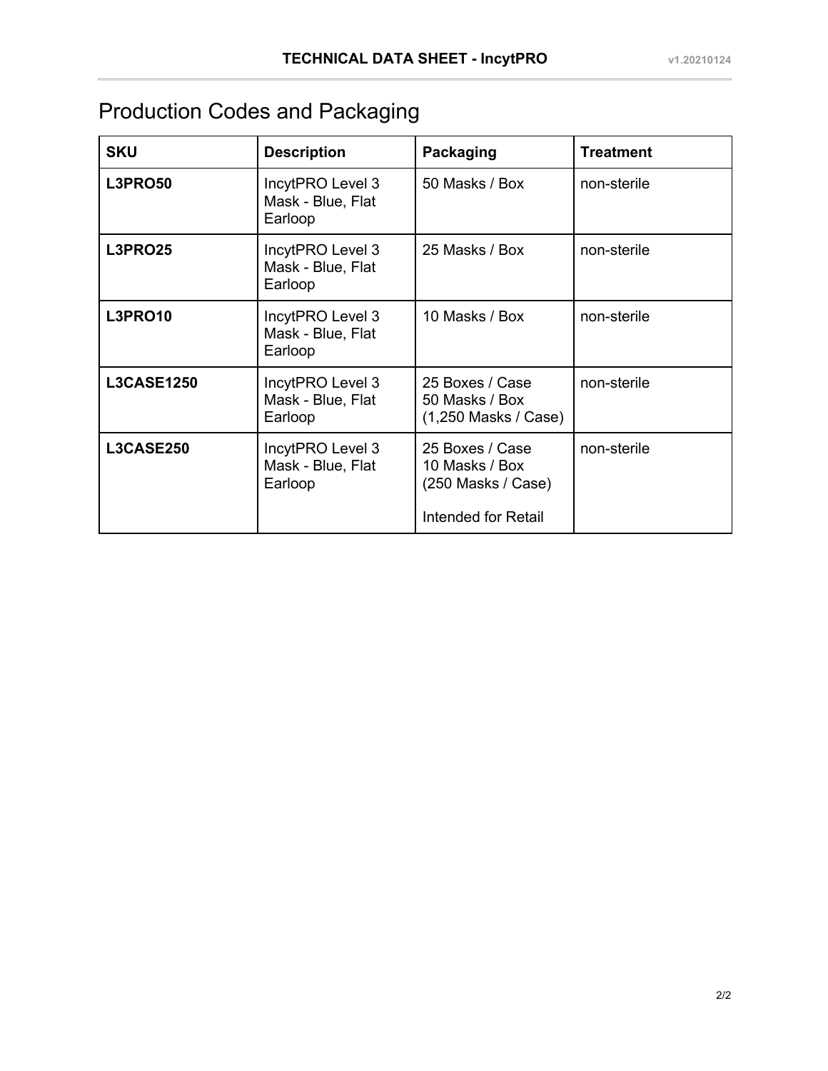# Production Codes and Packaging

| SKU | Description | Packaging | Treatment |
|---|---|---|---|
| **L3PRO50** | IncytPRO Level 3 Mask - Blue, Flat Earloop | 50 Masks / Box | non-sterile |
| **L3PRO25** | IncytPRO Level 3 Mask - Blue, Flat Earloop | 25 Masks / Box | non-sterile |
| **L3PRO10** | IncytPRO Level 3 Mask - Blue, Flat Earloop | 10 Masks / Box | non-sterile |
| **L3CASE1250** | IncytPRO Level 3 Mask - Blue, Flat Earloop | 25 Boxes / Case<br>50 Masks / Box<br>(1,250 Masks / Case) | non-sterile |
| **L3CASE250** | IncytPRO Level 3 Mask - Blue, Flat Earloop | 25 Boxes / Case<br>10 Masks / Box<br>(250 Masks / Case)<br><br>Intended for Retail | non-sterile |